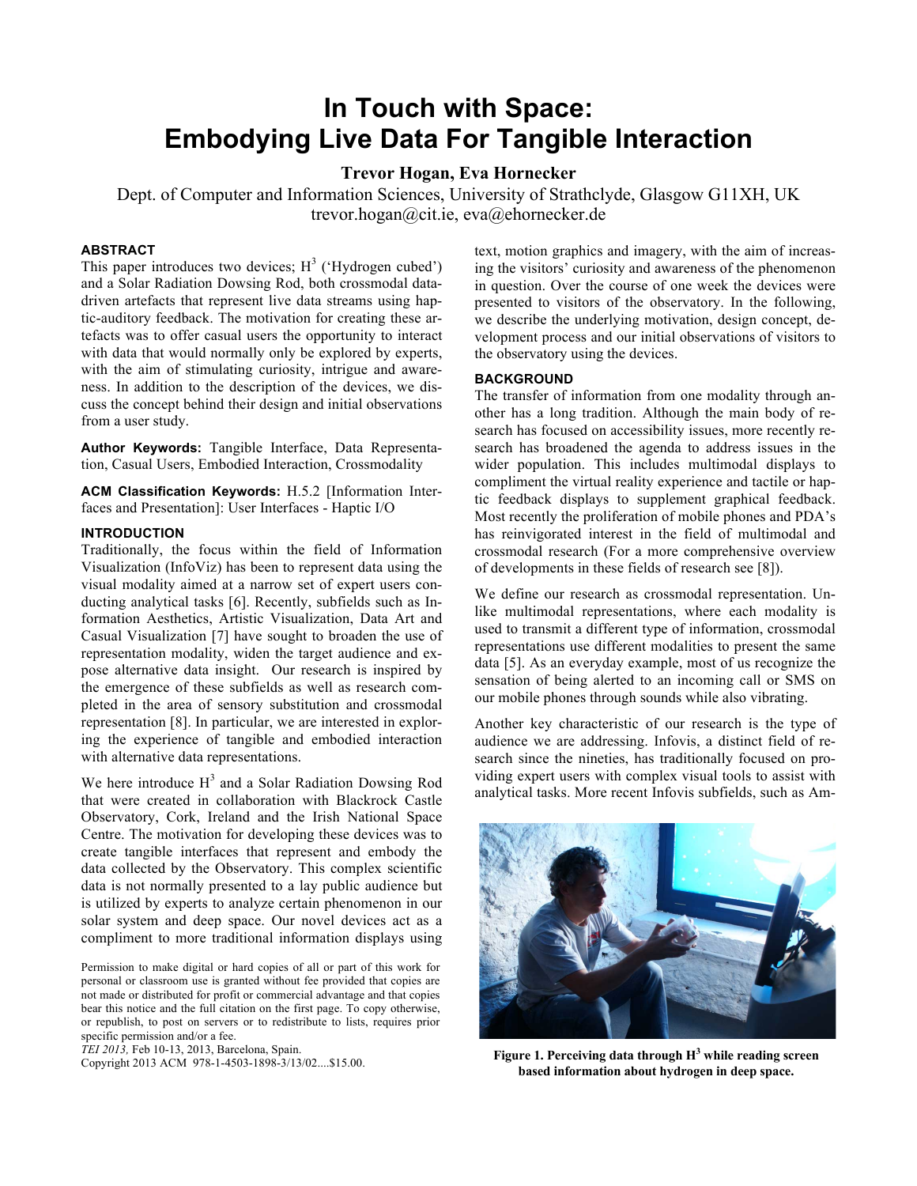# In Touch with Space: Embodying Live Data For Tangible Interaction

**Trevor Hogan, Eva Hornecker**

Dept. of Computer and Information Sciences, University of Strathclyde, Glasgow G11XH, UK
trevor.hogan@cit.ie, eva@ehornecker.de

## ABSTRACT

This paper introduces two devices; $H^3$ ('Hydrogen cubed') and a Solar Radiation Dowsing Rod, both crossmodal data-driven artefacts that represent live data streams using haptic-auditory feedback. The motivation for creating these artefacts was to offer casual users the opportunity to interact with data that would normally only be explored by experts, with the aim of stimulating curiosity, intrigue and awareness. In addition to the description of the devices, we discuss the concept behind their design and initial observations from a user study.

**Author Keywords:** Tangible Interface, Data Representation, Casual Users, Embodied Interaction, Crossmodality

**ACM Classification Keywords:** H.5.2 [Information Interfaces and Presentation]: User Interfaces - Haptic I/O

## INTRODUCTION

Traditionally, the focus within the field of Information Visualization (InfoViz) has been to represent data using the visual modality aimed at a narrow set of expert users conducting analytical tasks [6]. Recently, subfields such as Information Aesthetics, Artistic Visualization, Data Art and Casual Visualization [7] have sought to broaden the use of representation modality, widen the target audience and expose alternative data insight. Our research is inspired by the emergence of these subfields as well as research completed in the area of sensory substitution and crossmodal representation [8]. In particular, we are interested in exploring the experience of tangible and embodied interaction with alternative data representations.

We here introduce $H^3$ and a Solar Radiation Dowsing Rod that were created in collaboration with Blackrock Castle Observatory, Cork, Ireland and the Irish National Space Centre. The motivation for developing these devices was to create tangible interfaces that represent and embody the data collected by the Observatory. This complex scientific data is not normally presented to a lay public audience but is utilized by experts to analyze certain phenomenon in our solar system and deep space. Our novel devices act as a compliment to more traditional information displays using text, motion graphics and imagery, with the aim of increasing the visitors' curiosity and awareness of the phenomenon in question. Over the course of one week the devices were presented to visitors of the observatory. In the following, we describe the underlying motivation, design concept, development process and our initial observations of visitors to the observatory using the devices.

Permission to make digital or hard copies of all or part of this work for personal or classroom use is granted without fee provided that copies are not made or distributed for profit or commercial advantage and that copies bear this notice and the full citation on the first page. To copy otherwise, or republish, to post on servers or to redistribute to lists, requires prior specific permission and/or a fee.
*TEI 2013,* Feb 10-13, 2013, Barcelona, Spain.
Copyright 2013 ACM 978-1-4503-1898-3/13/02....$15.00.

## BACKGROUND

The transfer of information from one modality through another has a long tradition. Although the main body of research has focused on accessibility issues, more recently research has broadened the agenda to address issues in the wider population. This includes multimodal displays to compliment the virtual reality experience and tactile or haptic feedback displays to supplement graphical feedback. Most recently the proliferation of mobile phones and PDA's has reinvigorated interest in the field of multimodal and crossmodal research (For a more comprehensive overview of developments in these fields of research see [8]).

We define our research as crossmodal representation. Unlike multimodal representations, where each modality is used to transmit a different type of information, crossmodal representations use different modalities to present the same data [5]. As an everyday example, most of us recognize the sensation of being alerted to an incoming call or SMS on our mobile phones through sounds while also vibrating.

Another key characteristic of our research is the type of audience we are addressing. Infovis, a distinct field of research since the nineties, has traditionally focused on providing expert users with complex visual tools to assist with analytical tasks. More recent Infovis subfields, such as Am-

**Figure 1. Perceiving data through $H^3$ while reading screen based information about hydrogen in deep space.**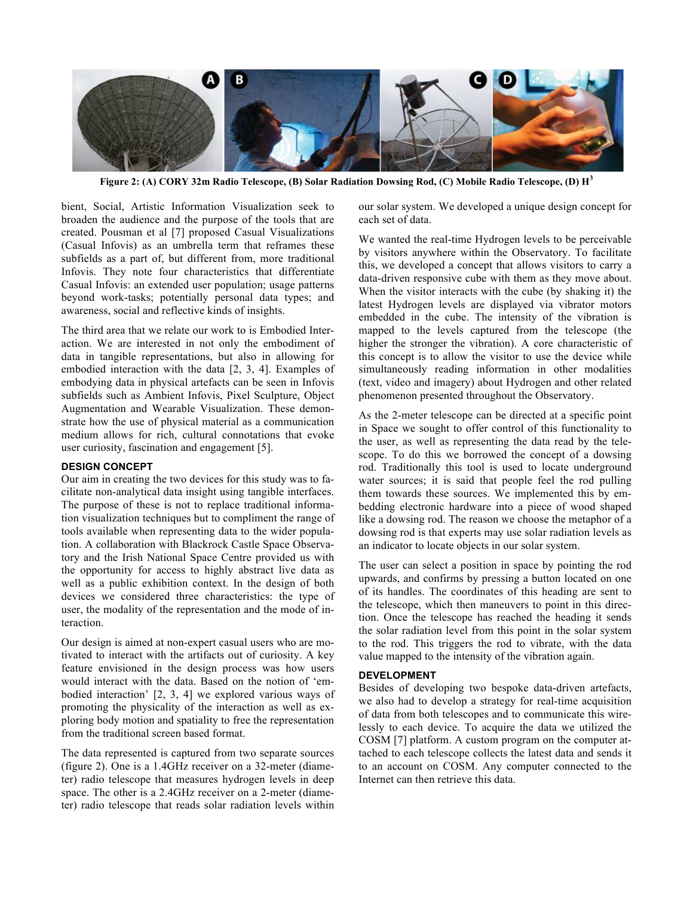**Figure 2: (A) CORY 32m Radio Telescope, (B) Solar Radiation Dowsing Rod, (C) Mobile Radio Telescope, (D) $H^3$**

bient, Social, Artistic Information Visualization seek to broaden the audience and the purpose of the tools that are created. Pousman et al [7] proposed Casual Visualizations (Casual Infovis) as an umbrella term that reframes these subfields as a part of, but different from, more traditional Infovis. They note four characteristics that differentiate Casual Infovis: an extended user population; usage patterns beyond work-tasks; potentially personal data types; and awareness, social and reflective kinds of insights.

The third area that we relate our work to is Embodied Interaction. We are interested in not only the embodiment of data in tangible representations, but also in allowing for embodied interaction with the data [2, 3, 4]. Examples of embodying data in physical artefacts can be seen in Infovis subfields such as Ambient Infovis, Pixel Sculpture, Object Augmentation and Wearable Visualization. These demonstrate how the use of physical material as a communication medium allows for rich, cultural connotations that evoke user curiosity, fascination and engagement [5].

## DESIGN CONCEPT

Our aim in creating the two devices for this study was to facilitate non-analytical data insight using tangible interfaces. The purpose of these is not to replace traditional information visualization techniques but to compliment the range of tools available when representing data to the wider population. A collaboration with Blackrock Castle Space Observatory and the Irish National Space Centre provided us with the opportunity for access to highly abstract live data as well as a public exhibition context. In the design of both devices we considered three characteristics: the type of user, the modality of the representation and the mode of interaction.

Our design is aimed at non-expert casual users who are motivated to interact with the artifacts out of curiosity. A key feature envisioned in the design process was how users would interact with the data. Based on the notion of 'embodied interaction' [2, 3, 4] we explored various ways of promoting the physicality of the interaction as well as exploring body motion and spatiality to free the representation from the traditional screen based format.

The data represented is captured from two separate sources (figure 2). One is a 1.4GHz receiver on a 32-meter (diameter) radio telescope that measures hydrogen levels in deep space. The other is a 2.4GHz receiver on a 2-meter (diameter) radio telescope that reads solar radiation levels within our solar system. We developed a unique design concept for each set of data.

We wanted the real-time Hydrogen levels to be perceivable by visitors anywhere within the Observatory. To facilitate this, we developed a concept that allows visitors to carry a data-driven responsive cube with them as they move about. When the visitor interacts with the cube (by shaking it) the latest Hydrogen levels are displayed via vibrator motors embedded in the cube. The intensity of the vibration is mapped to the levels captured from the telescope (the higher the stronger the vibration). A core characteristic of this concept is to allow the visitor to use the device while simultaneously reading information in other modalities (text, video and imagery) about Hydrogen and other related phenomenon presented throughout the Observatory.

As the 2-meter telescope can be directed at a specific point in Space we sought to offer control of this functionality to the user, as well as representing the data read by the telescope. To do this we borrowed the concept of a dowsing rod. Traditionally this tool is used to locate underground water sources; it is said that people feel the rod pulling them towards these sources. We implemented this by embedding electronic hardware into a piece of wood shaped like a dowsing rod. The reason we choose the metaphor of a dowsing rod is that experts may use solar radiation levels as an indicator to locate objects in our solar system.

The user can select a position in space by pointing the rod upwards, and confirms by pressing a button located on one of its handles. The coordinates of this heading are sent to the telescope, which then maneuvers to point in this direction. Once the telescope has reached the heading it sends the solar radiation level from this point in the solar system to the rod. This triggers the rod to vibrate, with the data value mapped to the intensity of the vibration again.

## DEVELOPMENT

Besides of developing two bespoke data-driven artefacts, we also had to develop a strategy for real-time acquisition of data from both telescopes and to communicate this wirelessly to each device. To acquire the data we utilized the COSM [7] platform. A custom program on the computer attached to each telescope collects the latest data and sends it to an account on COSM. Any computer connected to the Internet can then retrieve this data.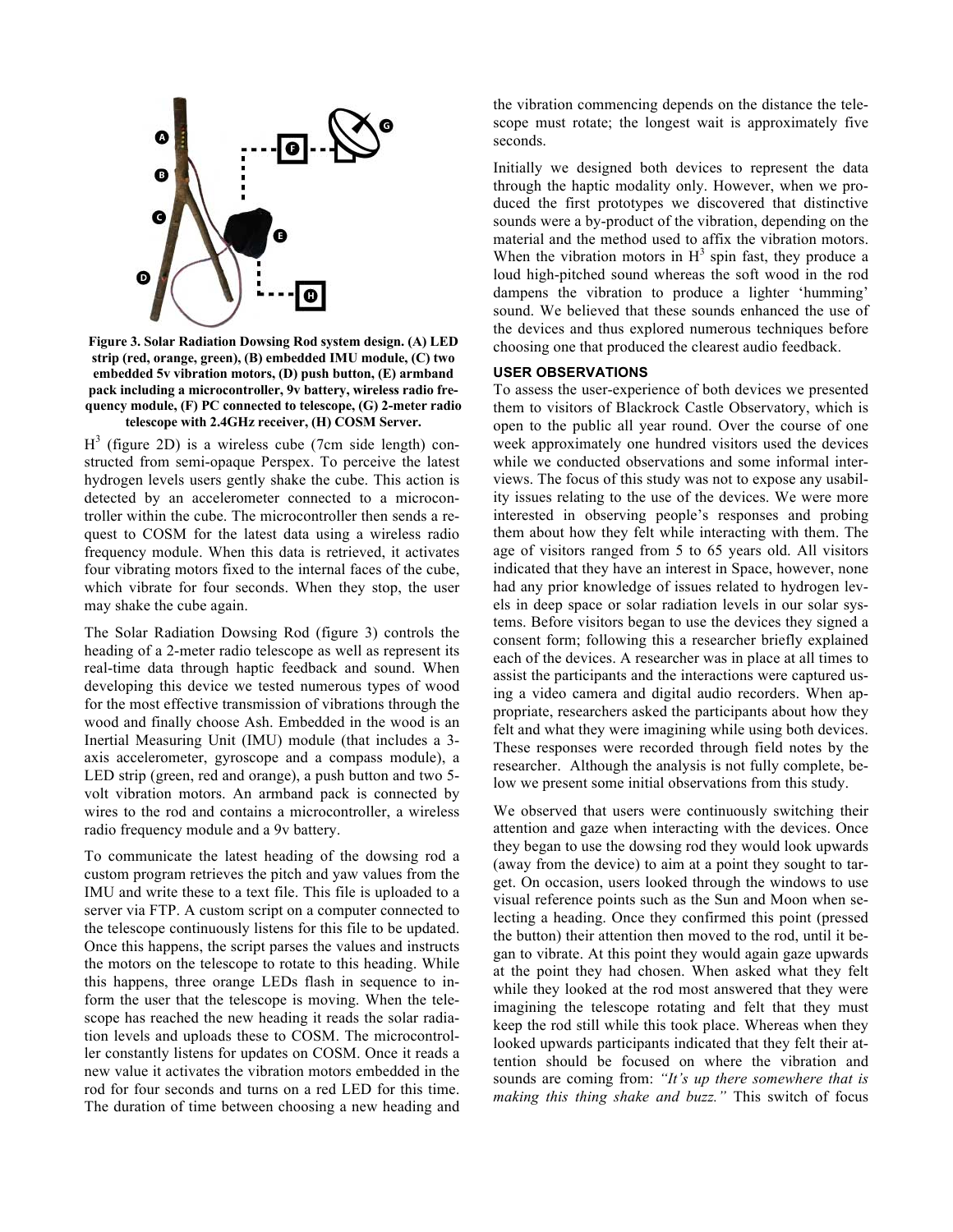A
B
C
D
E
F
G
H

**Figure 3. Solar Radiation Dowsing Rod system design. (A) LED strip (red, orange, green), (B) embedded IMU module, (C) two embedded 5v vibration motors, (D) push button, (E) armband pack including a microcontroller, 9v battery, wireless radio frequency module, (F) PC connected to telescope, (G) 2-meter radio telescope with 2.4GHz receiver, (H) COSM Server.**

$H^3$ (figure 2D) is a wireless cube (7cm side length) constructed from semi-opaque Perspex. To perceive the latest hydrogen levels users gently shake the cube. This action is detected by an accelerometer connected to a microcontroller within the cube. The microcontroller then sends a request to COSM for the latest data using a wireless radio frequency module. When this data is retrieved, it activates four vibrating motors fixed to the internal faces of the cube, which vibrate for four seconds. When they stop, the user may shake the cube again.

The Solar Radiation Dowsing Rod (figure 3) controls the heading of a 2-meter radio telescope as well as represent its real-time data through haptic feedback and sound. When developing this device we tested numerous types of wood for the most effective transmission of vibrations through the wood and finally choose Ash. Embedded in the wood is an Inertial Measuring Unit (IMU) module (that includes a 3-axis accelerometer, gyroscope and a compass module), a LED strip (green, red and orange), a push button and two 5-volt vibration motors. An armband pack is connected by wires to the rod and contains a microcontroller, a wireless radio frequency module and a 9v battery.

To communicate the latest heading of the dowsing rod a custom program retrieves the pitch and yaw values from the IMU and write these to a text file. This file is uploaded to a server via FTP. A custom script on a computer connected to the telescope continuously listens for this file to be updated. Once this happens, the script parses the values and instructs the motors on the telescope to rotate to this heading. While this happens, three orange LEDs flash in sequence to inform the user that the telescope is moving. When the telescope has reached the new heading it reads the solar radiation levels and uploads these to COSM. The microcontroller constantly listens for updates on COSM. Once it reads a new value it activates the vibration motors embedded in the rod for four seconds and turns on a red LED for this time. The duration of time between choosing a new heading and the vibration commencing depends on the distance the telescope must rotate; the longest wait is approximately five seconds.

Initially we designed both devices to represent the data through the haptic modality only. However, when we produced the first prototypes we discovered that distinctive sounds were a by-product of the vibration, depending on the material and the method used to affix the vibration motors. When the vibration motors in $H^3$ spin fast, they produce a loud high-pitched sound whereas the soft wood in the rod dampens the vibration to produce a lighter 'humming' sound. We believed that these sounds enhanced the use of the devices and thus explored numerous techniques before choosing one that produced the clearest audio feedback.

### USER OBSERVATIONS

To assess the user-experience of both devices we presented them to visitors of Blackrock Castle Observatory, which is open to the public all year round. Over the course of one week approximately one hundred visitors used the devices while we conducted observations and some informal interviews. The focus of this study was not to expose any usability issues relating to the use of the devices. We were more interested in observing people's responses and probing them about how they felt while interacting with them. The age of visitors ranged from 5 to 65 years old. All visitors indicated that they have an interest in Space, however, none had any prior knowledge of issues related to hydrogen levels in deep space or solar radiation levels in our solar systems. Before visitors began to use the devices they signed a consent form; following this a researcher briefly explained each of the devices. A researcher was in place at all times to assist the participants and the interactions were captured using a video camera and digital audio recorders. When appropriate, researchers asked the participants about how they felt and what they were imagining while using both devices. These responses were recorded through field notes by the researcher. Although the analysis is not fully complete, below we present some initial observations from this study.

We observed that users were continuously switching their attention and gaze when interacting with the devices. Once they began to use the dowsing rod they would look upwards (away from the device) to aim at a point they sought to target. On occasion, users looked through the windows to use visual reference points such as the Sun and Moon when selecting a heading. Once they confirmed this point (pressed the button) their attention then moved to the rod, until it began to vibrate. At this point they would again gaze upwards at the point they had chosen. When asked what they felt while they looked at the rod most answered that they were imagining the telescope rotating and felt that they must keep the rod still while this took place. Whereas when they looked upwards participants indicated that they felt their attention should be focused on where the vibration and sounds are coming from: *"It's up there somewhere that is making this thing shake and buzz."* This switch of focus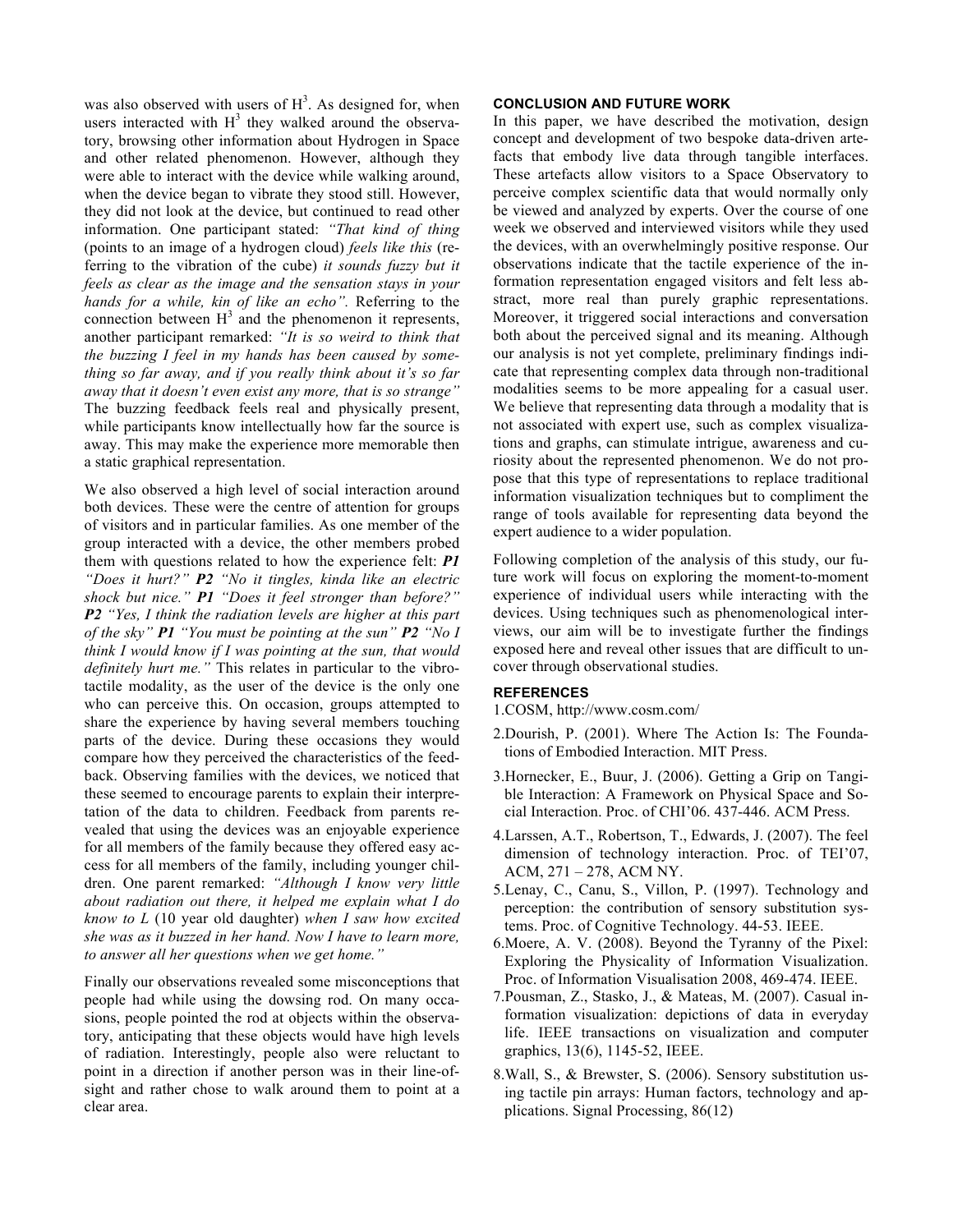was also observed with users of $H^3$. As designed for, when users interacted with $H^3$ they walked around the observatory, browsing other information about Hydrogen in Space and other related phenomenon. However, although they were able to interact with the device while walking around, when the device began to vibrate they stood still. However, they did not look at the device, but continued to read other information. One participant stated: *"That kind of thing* (points to an image of a hydrogen cloud) *feels like this* (referring to the vibration of the cube) *it sounds fuzzy but it feels as clear as the image and the sensation stays in your hands for a while, kin of like an echo".* Referring to the connection between $H^3$ and the phenomenon it represents, another participant remarked: *"It is so weird to think that the buzzing I feel in my hands has been caused by something so far away, and if you really think about it's so far away that it doesn't even exist any more, that is so strange"* The buzzing feedback feels real and physically present, while participants know intellectually how far the source is away. This may make the experience more memorable then a static graphical representation.

We also observed a high level of social interaction around both devices. These were the centre of attention for groups of visitors and in particular families. As one member of the group interacted with a device, the other members probed them with questions related to how the experience felt: ***P1*** *"Does it hurt?"* ***P2*** *"No it tingles, kinda like an electric shock but nice."* ***P1*** *"Does it feel stronger than before?"* ***P2*** *"Yes, I think the radiation levels are higher at this part of the sky"* ***P1*** *"You must be pointing at the sun"* ***P2*** *"No I think I would know if I was pointing at the sun, that would definitely hurt me."* This relates in particular to the vibrotactile modality, as the user of the device is the only one who can perceive this. On occasion, groups attempted to share the experience by having several members touching parts of the device. During these occasions they would compare how they perceived the characteristics of the feedback. Observing families with the devices, we noticed that these seemed to encourage parents to explain their interpretation of the data to children. Feedback from parents revealed that using the devices was an enjoyable experience for all members of the family because they offered easy access for all members of the family, including younger children. One parent remarked: *"Although I know very little about radiation out there, it helped me explain what I do know to L* (10 year old daughter) *when I saw how excited she was as it buzzed in her hand. Now I have to learn more, to answer all her questions when we get home."*

Finally our observations revealed some misconceptions that people had while using the dowsing rod. On many occasions, people pointed the rod at objects within the observatory, anticipating that these objects would have high levels of radiation. Interestingly, people also were reluctant to point in a direction if another person was in their line-of-sight and rather chose to walk around them to point at a clear area.

## CONCLUSION AND FUTURE WORK

In this paper, we have described the motivation, design concept and development of two bespoke data-driven artefacts that embody live data through tangible interfaces. These artefacts allow visitors to a Space Observatory to perceive complex scientific data that would normally only be viewed and analyzed by experts. Over the course of one week we observed and interviewed visitors while they used the devices, with an overwhelmingly positive response. Our observations indicate that the tactile experience of the information representation engaged visitors and felt less abstract, more real than purely graphic representations. Moreover, it triggered social interactions and conversation both about the perceived signal and its meaning. Although our analysis is not yet complete, preliminary findings indicate that representing complex data through non-traditional modalities seems to be more appealing for a casual user. We believe that representing data through a modality that is not associated with expert use, such as complex visualizations and graphs, can stimulate intrigue, awareness and curiosity about the represented phenomenon. We do not propose that this type of representations to replace traditional information visualization techniques but to compliment the range of tools available for representing data beyond the expert audience to a wider population.

Following completion of the analysis of this study, our future work will focus on exploring the moment-to-moment experience of individual users while interacting with the devices. Using techniques such as phenomenological interviews, our aim will be to investigate further the findings exposed here and reveal other issues that are difficult to uncover through observational studies.

## REFERENCES

1. COSM, http://www.cosm.com/
2. Dourish, P. (2001). Where The Action Is: The Foundations of Embodied Interaction. MIT Press.
3. Hornecker, E., Buur, J. (2006). Getting a Grip on Tangible Interaction: A Framework on Physical Space and Social Interaction. Proc. of CHI'06. 437-446. ACM Press.
4. Larssen, A.T., Robertson, T., Edwards, J. (2007). The feel dimension of technology interaction. Proc. of TEI'07, ACM, 271 – 278, ACM NY.
5. Lenay, C., Canu, S., Villon, P. (1997). Technology and perception: the contribution of sensory substitution systems. Proc. of Cognitive Technology. 44-53. IEEE.
6. Moere, A. V. (2008). Beyond the Tyranny of the Pixel: Exploring the Physicality of Information Visualization. Proc. of Information Visualisation 2008, 469-474. IEEE.
7. Pousman, Z., Stasko, J., & Mateas, M. (2007). Casual information visualization: depictions of data in everyday life. IEEE transactions on visualization and computer graphics, 13(6), 1145-52, IEEE.
8. Wall, S., & Brewster, S. (2006). Sensory substitution using tactile pin arrays: Human factors, technology and applications. Signal Processing, 86(12)